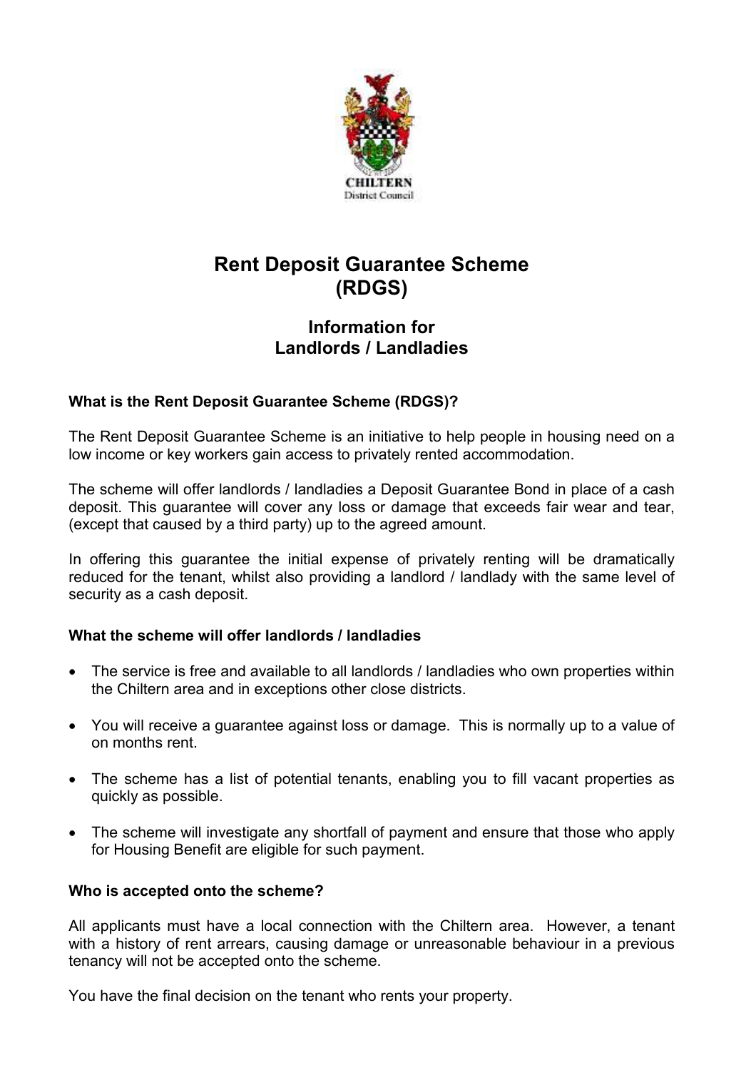CHILTERN
District Council

# Rent Deposit Guarantee Scheme (RDGS)

## Information for Landlords / Landladies

**What is the Rent Deposit Guarantee Scheme (RDGS)?**

The Rent Deposit Guarantee Scheme is an initiative to help people in housing need on a low income or key workers gain access to privately rented accommodation.

The scheme will offer landlords / landladies a Deposit Guarantee Bond in place of a cash deposit. This guarantee will cover any loss or damage that exceeds fair wear and tear, (except that caused by a third party) up to the agreed amount.

In offering this guarantee the initial expense of privately renting will be dramatically reduced for the tenant, whilst also providing a landlord / landlady with the same level of security as a cash deposit.

**What the scheme will offer landlords / landladies**

- The service is free and available to all landlords / landladies who own properties within the Chiltern area and in exceptions other close districts.
- You will receive a guarantee against loss or damage. This is normally up to a value of on months rent.
- The scheme has a list of potential tenants, enabling you to fill vacant properties as quickly as possible.
- The scheme will investigate any shortfall of payment and ensure that those who apply for Housing Benefit are eligible for such payment.

**Who is accepted onto the scheme?**

All applicants must have a local connection with the Chiltern area. However, a tenant with a history of rent arrears, causing damage or unreasonable behaviour in a previous tenancy will not be accepted onto the scheme.

You have the final decision on the tenant who rents your property.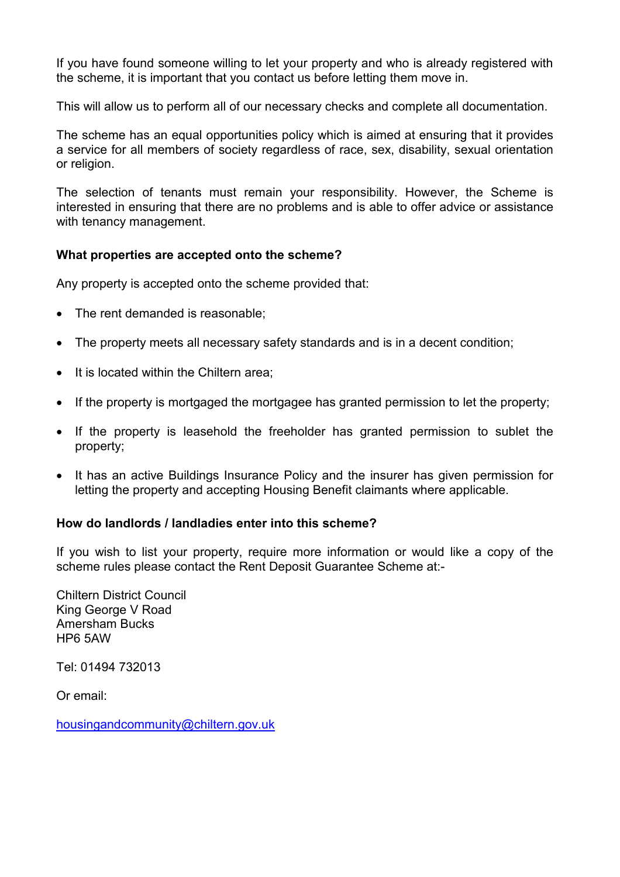If you have found someone willing to let your property and who is already registered with the scheme, it is important that you contact us before letting them move in.

This will allow us to perform all of our necessary checks and complete all documentation.

The scheme has an equal opportunities policy which is aimed at ensuring that it provides a service for all members of society regardless of race, sex, disability, sexual orientation or religion.

The selection of tenants must remain your responsibility. However, the Scheme is interested in ensuring that there are no problems and is able to offer advice or assistance with tenancy management.

**What properties are accepted onto the scheme?**

Any property is accepted onto the scheme provided that:

- The rent demanded is reasonable;
- The property meets all necessary safety standards and is in a decent condition;
- It is located within the Chiltern area;
- If the property is mortgaged the mortgagee has granted permission to let the property;
- If the property is leasehold the freeholder has granted permission to sublet the property;
- It has an active Buildings Insurance Policy and the insurer has given permission for letting the property and accepting Housing Benefit claimants where applicable.

**How do landlords / landladies enter into this scheme?**

If you wish to list your property, require more information or would like a copy of the scheme rules please contact the Rent Deposit Guarantee Scheme at:-

Chiltern District Council
King George V Road
Amersham Bucks
HP6 5AW

Tel: 01494 732013

Or email:

housingandcommunity@chiltern.gov.uk